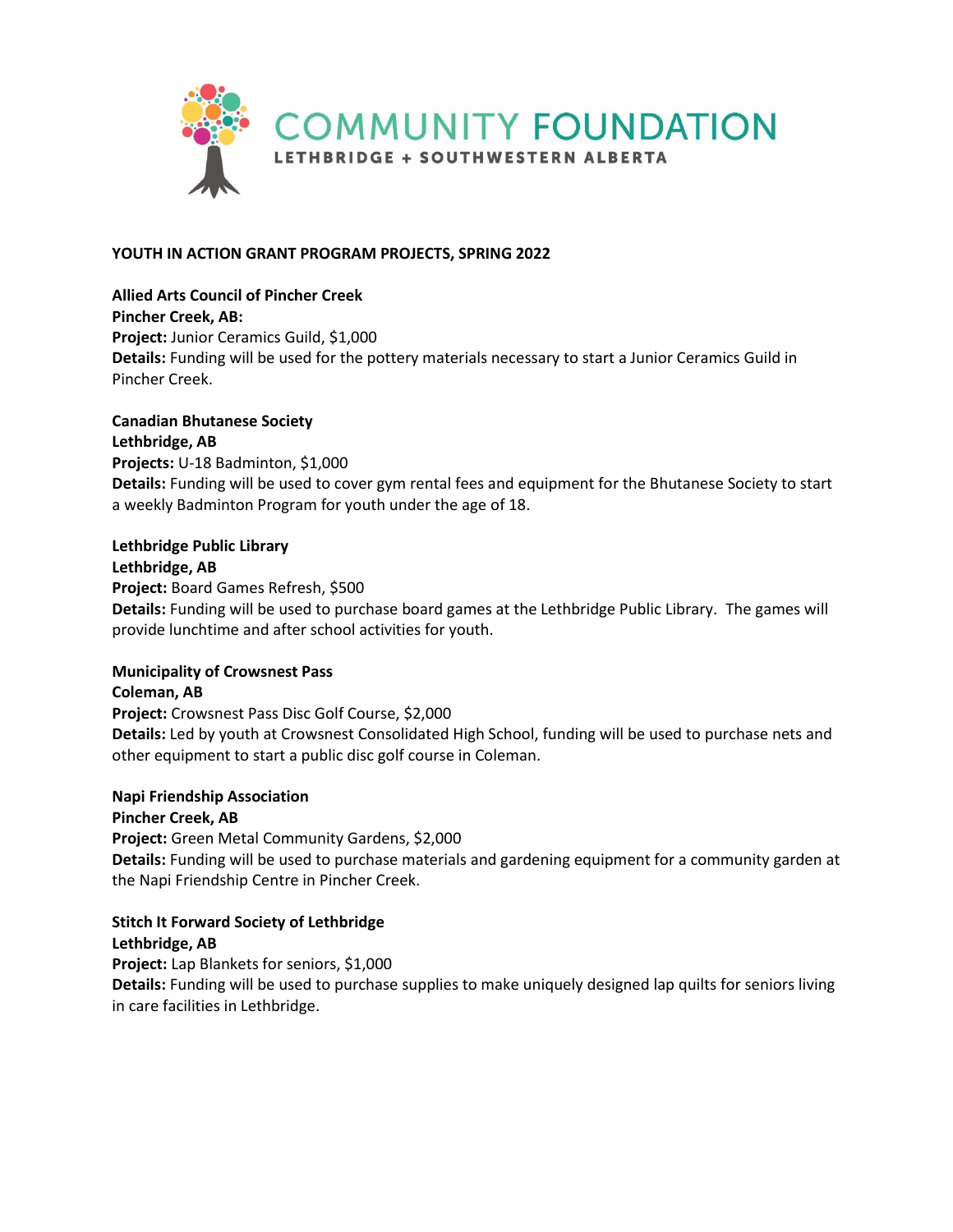COMMUNITY FOUNDATION
LETHBRIDGE + SOUTHWESTERN ALBERTA

## YOUTH IN ACTION GRANT PROGRAM PROJECTS, SPRING 2022

**Allied Arts Council of Pincher Creek**
**Pincher Creek, AB:**
**Project:** Junior Ceramics Guild, $1,000
**Details:** Funding will be used for the pottery materials necessary to start a Junior Ceramics Guild in Pincher Creek.

**Canadian Bhutanese Society**
**Lethbridge, AB**
**Projects:** U-18 Badminton, $1,000
**Details:** Funding will be used to cover gym rental fees and equipment for the Bhutanese Society to start a weekly Badminton Program for youth under the age of 18.

**Lethbridge Public Library**
**Lethbridge, AB**
**Project:** Board Games Refresh, $500
**Details:** Funding will be used to purchase board games at the Lethbridge Public Library. The games will provide lunchtime and after school activities for youth.

**Municipality of Crowsnest Pass**
**Coleman, AB**
**Project:** Crowsnest Pass Disc Golf Course, $2,000
**Details:** Led by youth at Crowsnest Consolidated High School, funding will be used to purchase nets and other equipment to start a public disc golf course in Coleman.

**Napi Friendship Association**
**Pincher Creek, AB**
**Project:** Green Metal Community Gardens, $2,000
**Details:** Funding will be used to purchase materials and gardening equipment for a community garden at the Napi Friendship Centre in Pincher Creek.

**Stitch It Forward Society of Lethbridge**
**Lethbridge, AB**
**Project:** Lap Blankets for seniors, $1,000
**Details:** Funding will be used to purchase supplies to make uniquely designed lap quilts for seniors living in care facilities in Lethbridge.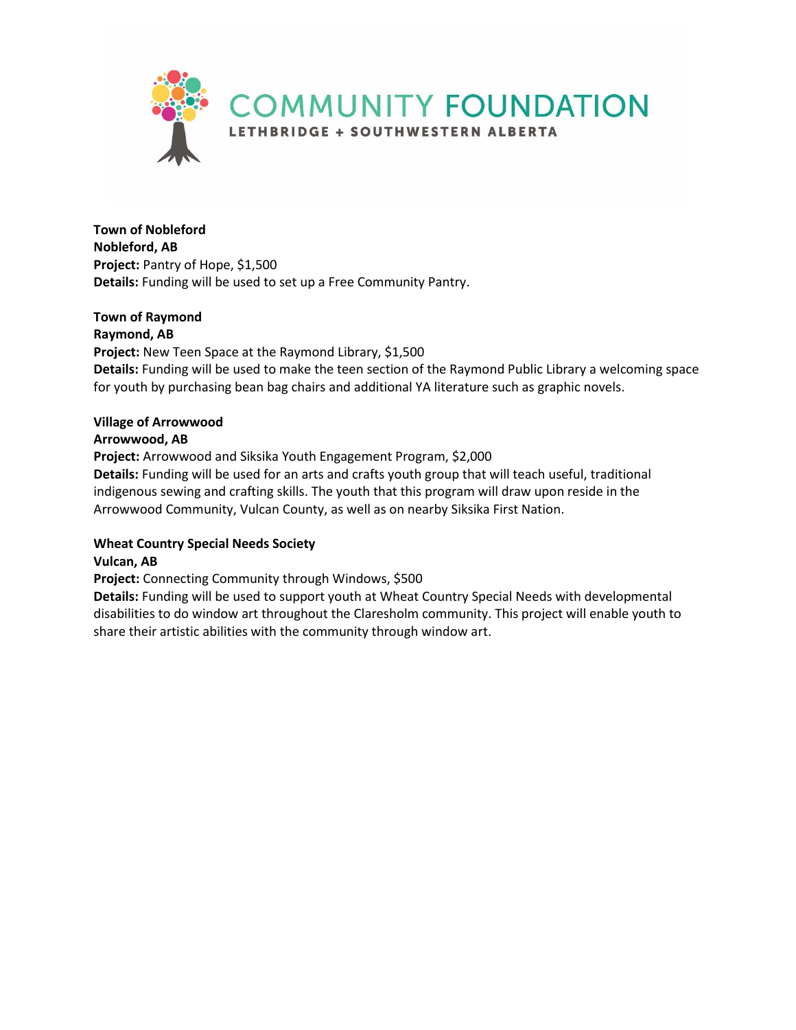**Town of Nobleford**
**Nobleford, AB**
**Project:** Pantry of Hope, $1,500
**Details:** Funding will be used to set up a Free Community Pantry.

**Town of Raymond**
**Raymond, AB**
**Project:** New Teen Space at the Raymond Library, $1,500
**Details:** Funding will be used to make the teen section of the Raymond Public Library a welcoming space for youth by purchasing bean bag chairs and additional YA literature such as graphic novels.

**Village of Arrowwood**
**Arrowwood, AB**
**Project:** Arrowwood and Siksika Youth Engagement Program, $2,000
**Details:** Funding will be used for an arts and crafts youth group that will teach useful, traditional indigenous sewing and crafting skills. The youth that this program will draw upon reside in the Arrowwood Community, Vulcan County, as well as on nearby Siksika First Nation.

**Wheat Country Special Needs Society**
**Vulcan, AB**
**Project:** Connecting Community through Windows, $500
**Details:** Funding will be used to support youth at Wheat Country Special Needs with developmental disabilities to do window art throughout the Claresholm community. This project will enable youth to share their artistic abilities with the community through window art.